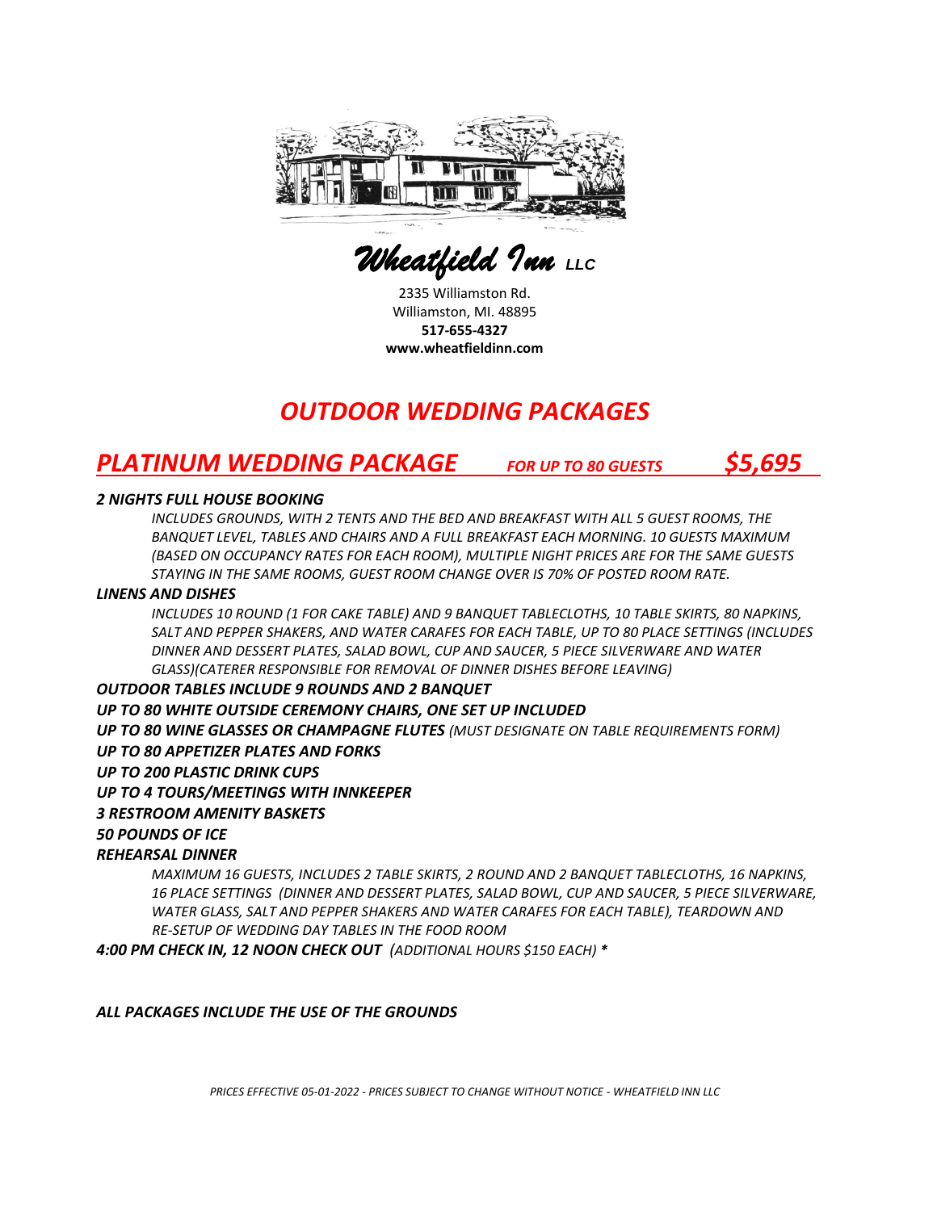*Wheatfield Inn* LLC

2335 Williamston Rd.
Williamston, MI. 48895
**517-655-4327**
**www.wheatfieldinn.com**

# *OUTDOOR WEDDING PACKAGES*

## *PLATINUM WEDDING PACKAGE* *FOR UP TO 80 GUESTS* *$5,695*

***2 NIGHTS FULL HOUSE BOOKING***

*INCLUDES GROUNDS, WITH 2 TENTS AND THE BED AND BREAKFAST WITH ALL 5 GUEST ROOMS, THE BANQUET LEVEL, TABLES AND CHAIRS AND A FULL BREAKFAST EACH MORNING. 10 GUESTS MAXIMUM (BASED ON OCCUPANCY RATES FOR EACH ROOM), MULTIPLE NIGHT PRICES ARE FOR THE SAME GUESTS STAYING IN THE SAME ROOMS, GUEST ROOM CHANGE OVER IS 70% OF POSTED ROOM RATE.*

***LINENS AND DISHES***

*INCLUDES 10 ROUND (1 FOR CAKE TABLE) AND 9 BANQUET TABLECLOTHS, 10 TABLE SKIRTS, 80 NAPKINS, SALT AND PEPPER SHAKERS, AND WATER CARAFES FOR EACH TABLE, UP TO 80 PLACE SETTINGS (INCLUDES DINNER AND DESSERT PLATES, SALAD BOWL, CUP AND SAUCER, 5 PIECE SILVERWARE AND WATER GLASS)(CATERER RESPONSIBLE FOR REMOVAL OF DINNER DISHES BEFORE LEAVING)*

***OUTDOOR TABLES INCLUDE 9 ROUNDS AND 2 BANQUET***

***UP TO 80 WHITE OUTSIDE CEREMONY CHAIRS, ONE SET UP INCLUDED***

***UP TO 80 WINE GLASSES OR CHAMPAGNE FLUTES*** *(MUST DESIGNATE ON TABLE REQUIREMENTS FORM)*

***UP TO 80 APPETIZER PLATES AND FORKS***

***UP TO 200 PLASTIC DRINK CUPS***

***UP TO 4 TOURS/MEETINGS WITH INNKEEPER***

***3 RESTROOM AMENITY BASKETS***

***50 POUNDS OF ICE***

***REHEARSAL DINNER***

*MAXIMUM 16 GUESTS, INCLUDES 2 TABLE SKIRTS, 2 ROUND AND 2 BANQUET TABLECLOTHS, 16 NAPKINS, 16 PLACE SETTINGS (DINNER AND DESSERT PLATES, SALAD BOWL, CUP AND SAUCER, 5 PIECE SILVERWARE, WATER GLASS, SALT AND PEPPER SHAKERS AND WATER CARAFES FOR EACH TABLE), TEARDOWN AND RE-SETUP OF WEDDING DAY TABLES IN THE FOOD ROOM*

***4:00 PM CHECK IN, 12 NOON CHECK OUT*** *(ADDITIONAL HOURS $150 EACH)* ***\****

***ALL PACKAGES INCLUDE THE USE OF THE GROUNDS***

*PRICES EFFECTIVE 05-01-2022 - PRICES SUBJECT TO CHANGE WITHOUT NOTICE - WHEATFIELD INN LLC*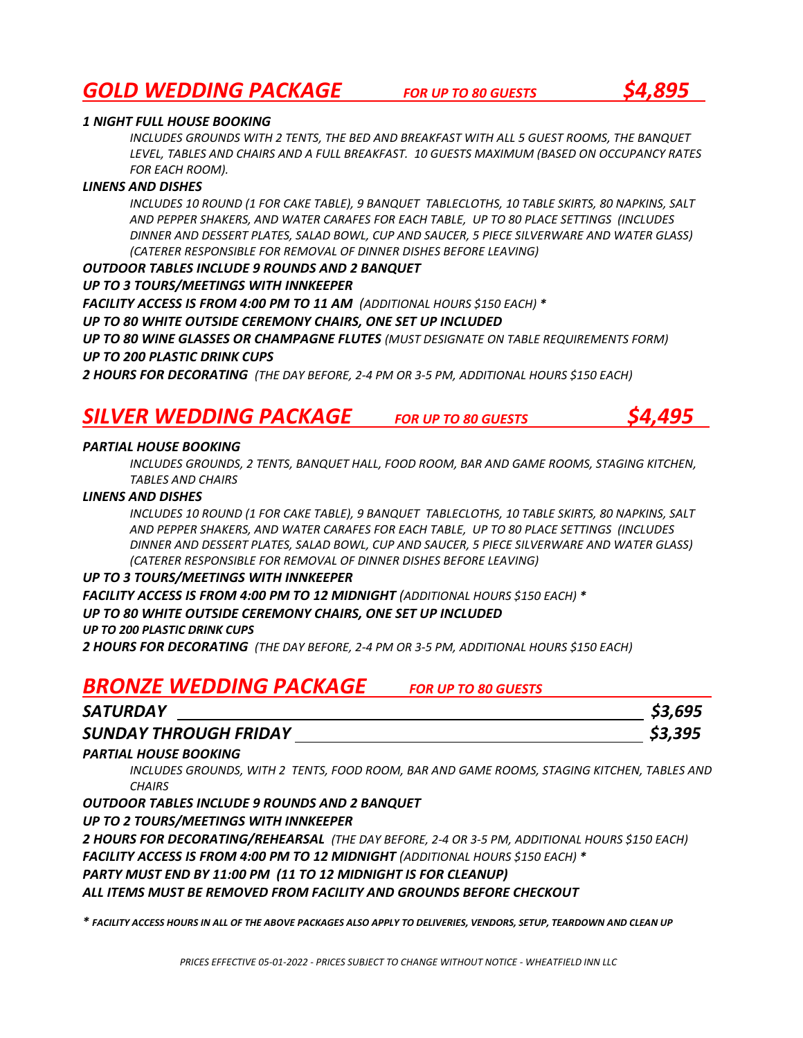## *GOLD WEDDING PACKAGE* *FOR UP TO 80 GUESTS* *$4,895*

***1 NIGHT FULL HOUSE BOOKING***

*INCLUDES GROUNDS WITH 2 TENTS, THE BED AND BREAKFAST WITH ALL 5 GUEST ROOMS, THE BANQUET LEVEL, TABLES AND CHAIRS AND A FULL BREAKFAST. 10 GUESTS MAXIMUM (BASED ON OCCUPANCY RATES FOR EACH ROOM).*

***LINENS AND DISHES***

*INCLUDES 10 ROUND (1 FOR CAKE TABLE), 9 BANQUET TABLECLOTHS, 10 TABLE SKIRTS, 80 NAPKINS, SALT AND PEPPER SHAKERS, AND WATER CARAFES FOR EACH TABLE, UP TO 80 PLACE SETTINGS (INCLUDES DINNER AND DESSERT PLATES, SALAD BOWL, CUP AND SAUCER, 5 PIECE SILVERWARE AND WATER GLASS) (CATERER RESPONSIBLE FOR REMOVAL OF DINNER DISHES BEFORE LEAVING)*

***OUTDOOR TABLES INCLUDE 9 ROUNDS AND 2 BANQUET***

***UP TO 3 TOURS/MEETINGS WITH INNKEEPER***

***FACILITY ACCESS IS FROM 4:00 PM TO 11 AM*** *(ADDITIONAL HOURS $150 EACH)* *****

***UP TO 80 WHITE OUTSIDE CEREMONY CHAIRS, ONE SET UP INCLUDED***

***UP TO 80 WINE GLASSES OR CHAMPAGNE FLUTES*** *(MUST DESIGNATE ON TABLE REQUIREMENTS FORM)*

***UP TO 200 PLASTIC DRINK CUPS***

***2 HOURS FOR DECORATING*** *(THE DAY BEFORE, 2-4 PM OR 3-5 PM, ADDITIONAL HOURS $150 EACH)*

## *SILVER WEDDING PACKAGE* *FOR UP TO 80 GUESTS* *$4,495*

***PARTIAL HOUSE BOOKING***

*INCLUDES GROUNDS, 2 TENTS, BANQUET HALL, FOOD ROOM, BAR AND GAME ROOMS, STAGING KITCHEN, TABLES AND CHAIRS*

***LINENS AND DISHES***

*INCLUDES 10 ROUND (1 FOR CAKE TABLE), 9 BANQUET TABLECLOTHS, 10 TABLE SKIRTS, 80 NAPKINS, SALT AND PEPPER SHAKERS, AND WATER CARAFES FOR EACH TABLE, UP TO 80 PLACE SETTINGS (INCLUDES DINNER AND DESSERT PLATES, SALAD BOWL, CUP AND SAUCER, 5 PIECE SILVERWARE AND WATER GLASS) (CATERER RESPONSIBLE FOR REMOVAL OF DINNER DISHES BEFORE LEAVING)*

***UP TO 3 TOURS/MEETINGS WITH INNKEEPER***

***FACILITY ACCESS IS FROM 4:00 PM TO 12 MIDNIGHT*** *(ADDITIONAL HOURS $150 EACH)* *****

***UP TO 80 WHITE OUTSIDE CEREMONY CHAIRS, ONE SET UP INCLUDED***

***UP TO 200 PLASTIC DRINK CUPS***

***2 HOURS FOR DECORATING*** *(THE DAY BEFORE, 2-4 PM OR 3-5 PM, ADDITIONAL HOURS $150 EACH)*

## *BRONZE WEDDING PACKAGE* *FOR UP TO 80 GUESTS*

***SATURDAY*** ***$3,695***

***SUNDAY THROUGH FRIDAY*** ***$3,395***

***PARTIAL HOUSE BOOKING***

*INCLUDES GROUNDS, WITH 2 TENTS, FOOD ROOM, BAR AND GAME ROOMS, STAGING KITCHEN, TABLES AND CHAIRS*

***OUTDOOR TABLES INCLUDE 9 ROUNDS AND 2 BANQUET***

***UP TO 2 TOURS/MEETINGS WITH INNKEEPER***

***2 HOURS FOR DECORATING/REHEARSAL*** *(THE DAY BEFORE, 2-4 OR 3-5 PM, ADDITIONAL HOURS $150 EACH)*

***FACILITY ACCESS IS FROM 4:00 PM TO 12 MIDNIGHT*** *(ADDITIONAL HOURS $150 EACH)* *****

***PARTY MUST END BY 11:00 PM (11 TO 12 MIDNIGHT IS FOR CLEANUP)***

***ALL ITEMS MUST BE REMOVED FROM FACILITY AND GROUNDS BEFORE CHECKOUT***

****** ***FACILITY ACCESS HOURS IN ALL OF THE ABOVE PACKAGES ALSO APPLY TO DELIVERIES, VENDORS, SETUP, TEARDOWN AND CLEAN UP***

*PRICES EFFECTIVE 05-01-2022 - PRICES SUBJECT TO CHANGE WITHOUT NOTICE - WHEATFIELD INN LLC*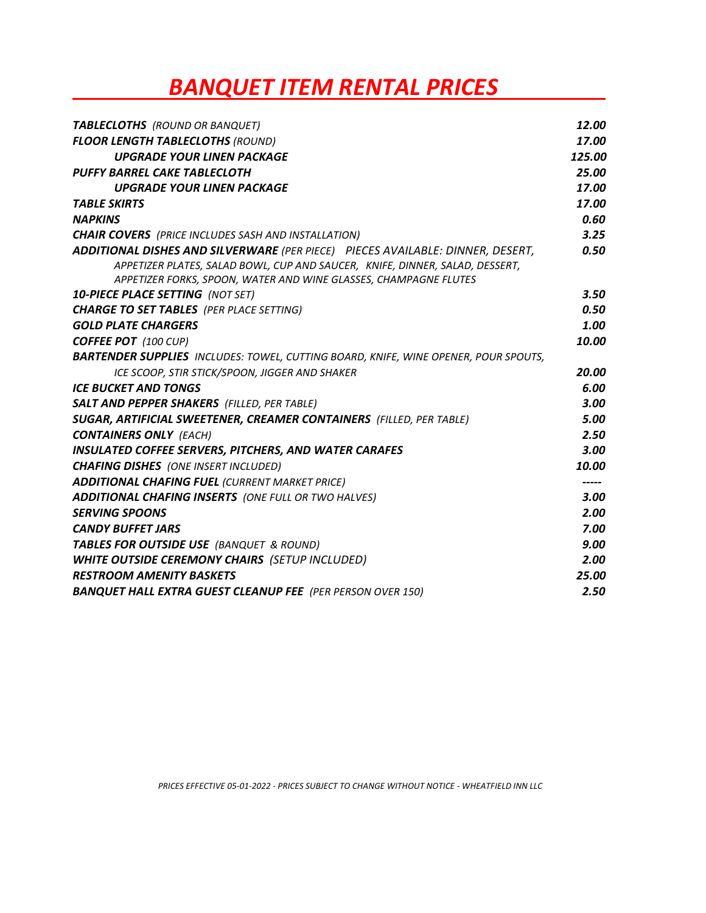# *BANQUET ITEM RENTAL PRICES*

| | |
|---|---|
| ***TABLECLOTHS*** *(ROUND OR BANQUET)* | ***12.00*** |
| ***FLOOR LENGTH TABLECLOTHS*** *(ROUND)* | ***17.00*** |
| ***UPGRADE YOUR LINEN PACKAGE*** | ***125.00*** |
| ***PUFFY BARREL CAKE TABLECLOTH*** | ***25.00*** |
| ***UPGRADE YOUR LINEN PACKAGE*** | ***17.00*** |
| ***TABLE SKIRTS*** | ***17.00*** |
| ***NAPKINS*** | ***0.60*** |
| ***CHAIR COVERS*** *(PRICE INCLUDES SASH AND INSTALLATION)* | ***3.25*** |
| ***ADDITIONAL DISHES AND SILVERWARE*** *(PER PIECE) PIECES AVAILABLE: DINNER, DESERT, APPETIZER PLATES, SALAD BOWL, CUP AND SAUCER, KNIFE, DINNER, SALAD, DESSERT, APPETIZER FORKS, SPOON, WATER AND WINE GLASSES, CHAMPAGNE FLUTES* | ***0.50*** |
| ***10-PIECE PLACE SETTING*** *(NOT SET)* | ***3.50*** |
| ***CHARGE TO SET TABLES*** *(PER PLACE SETTING)* | ***0.50*** |
| ***GOLD PLATE CHARGERS*** | ***1.00*** |
| ***COFFEE POT*** *(100 CUP)* | ***10.00*** |
| ***BARTENDER SUPPLIES*** *INCLUDES: TOWEL, CUTTING BOARD, KNIFE, WINE OPENER, POUR SPOUTS, ICE SCOOP, STIR STICK/SPOON, JIGGER AND SHAKER* | ***20.00*** |
| ***ICE BUCKET AND TONGS*** | ***6.00*** |
| ***SALT AND PEPPER SHAKERS*** *(FILLED, PER TABLE)* | ***3.00*** |
| ***SUGAR, ARTIFICIAL SWEETENER, CREAMER CONTAINERS*** *(FILLED, PER TABLE)* | ***5.00*** |
| ***CONTAINERS ONLY*** *(EACH)* | ***2.50*** |
| ***INSULATED COFFEE SERVERS, PITCHERS, AND WATER CARAFES*** | ***3.00*** |
| ***CHAFING DISHES*** *(ONE INSERT INCLUDED)* | ***10.00*** |
| ***ADDITIONAL CHAFING FUEL*** *(CURRENT MARKET PRICE)* | ***-----*** |
| ***ADDITIONAL CHAFING INSERTS*** *(ONE FULL OR TWO HALVES)* | ***3.00*** |
| ***SERVING SPOONS*** | ***2.00*** |
| ***CANDY BUFFET JARS*** | ***7.00*** |
| ***TABLES FOR OUTSIDE USE*** *(BANQUET & ROUND)* | ***9.00*** |
| ***WHITE OUTSIDE CEREMONY CHAIRS*** *(SETUP INCLUDED)* | ***2.00*** |
| ***RESTROOM AMENITY BASKETS*** | ***25.00*** |
| ***BANQUET HALL EXTRA GUEST CLEANUP FEE*** *(PER PERSON OVER 150)* | ***2.50*** |

*PRICES EFFECTIVE 05-01-2022 - PRICES SUBJECT TO CHANGE WITHOUT NOTICE - WHEATFIELD INN LLC*